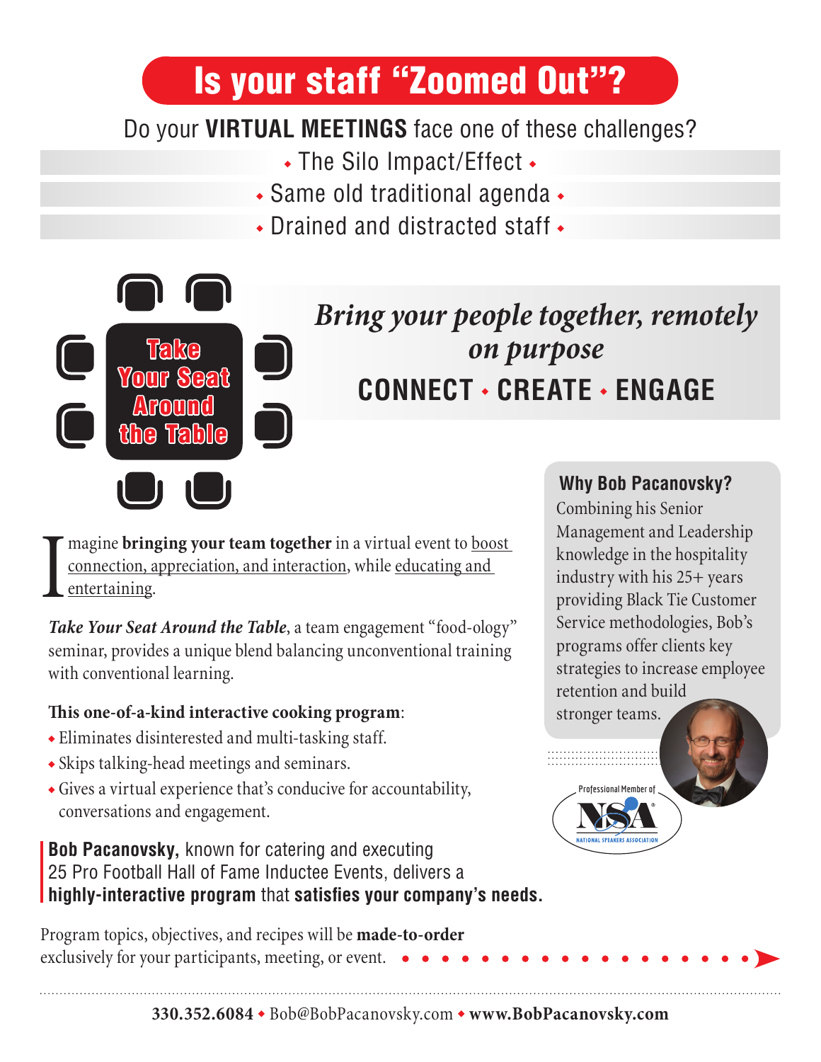# Is your staff "Zoomed Out"?

Do your **VIRTUAL MEETINGS** face one of these challenges?

- The Silo Impact/Effect
- Same old traditional agenda
- Drained and distracted staff

**Take Your Seat Around the Table**

*Bring your people together, remotely on purpose*

**CONNECT • CREATE • ENGAGE**

Imagine **bringing your team together** in a virtual event to boost connection, appreciation, and interaction, while educating and entertaining.

***Take Your Seat Around the Table***, a team engagement "food-ology" seminar, provides a unique blend balancing unconventional training with conventional learning.

**This one-of-a-kind interactive cooking program**:

- Eliminates disinterested and multi-tasking staff.
- Skips talking-head meetings and seminars.
- Gives a virtual experience that's conducive for accountability, conversations and engagement.

**Bob Pacanovsky,** known for catering and executing 25 Pro Football Hall of Fame Inductee Events, delivers a **highly-interactive program** that **satisfies your company's needs.**

### Why Bob Pacanovsky?

Combining his Senior Management and Leadership knowledge in the hospitality industry with his 25+ years providing Black Tie Customer Service methodologies, Bob's programs offer clients key strategies to increase employee retention and build stronger teams.

Professional Member of NSA National Speakers Association

Program topics, objectives, and recipes will be **made-to-order** exclusively for your participants, meeting, or event.

**330.352.6084** • Bob@BobPacanovsky.com • **www.BobPacanovsky.com**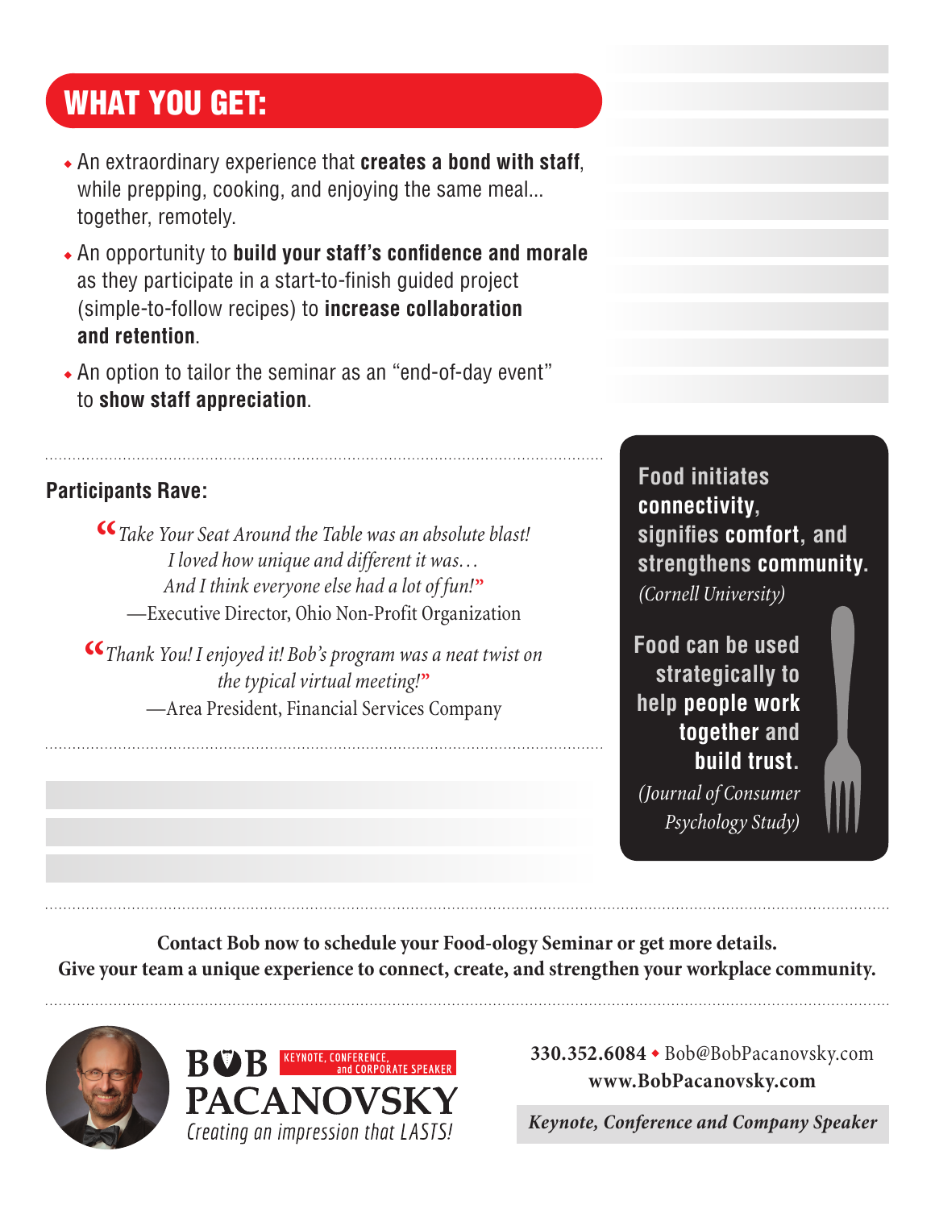## WHAT YOU GET:

- An extraordinary experience that **creates a bond with staff**, while prepping, cooking, and enjoying the same meal... together, remotely.
- An opportunity to **build your staff's confidence and morale** as they participate in a start-to-finish guided project (simple-to-follow recipes) to **increase collaboration and retention**.
- An option to tailor the seminar as an "end-of-day event" to **show staff appreciation**.

**Food initiates connectivity, signifies comfort, and strengthens community.**
*(Cornell University)*

**Food can be used strategically to help people work together and build trust.**
*(Journal of Consumer Psychology Study)*

### Participants Rave:

"*Take Your Seat Around the Table was an absolute blast! I loved how unique and different it was… And I think everyone else had a lot of fun!*"
—Executive Director, Ohio Non-Profit Organization

"*Thank You! I enjoyed it! Bob's program was a neat twist on the typical virtual meeting!*"
—Area President, Financial Services Company

**Contact Bob now to schedule your Food-ology Seminar or get more details.**
**Give your team a unique experience to connect, create, and strengthen your workplace community.**

BOB PACANOVSKY
KEYNOTE, CONFERENCE, and CORPORATE SPEAKER
*Creating an impression that LASTS!*

**330.352.6084** • Bob@BobPacanovsky.com
**www.BobPacanovsky.com**

***Keynote, Conference and Company Speaker***